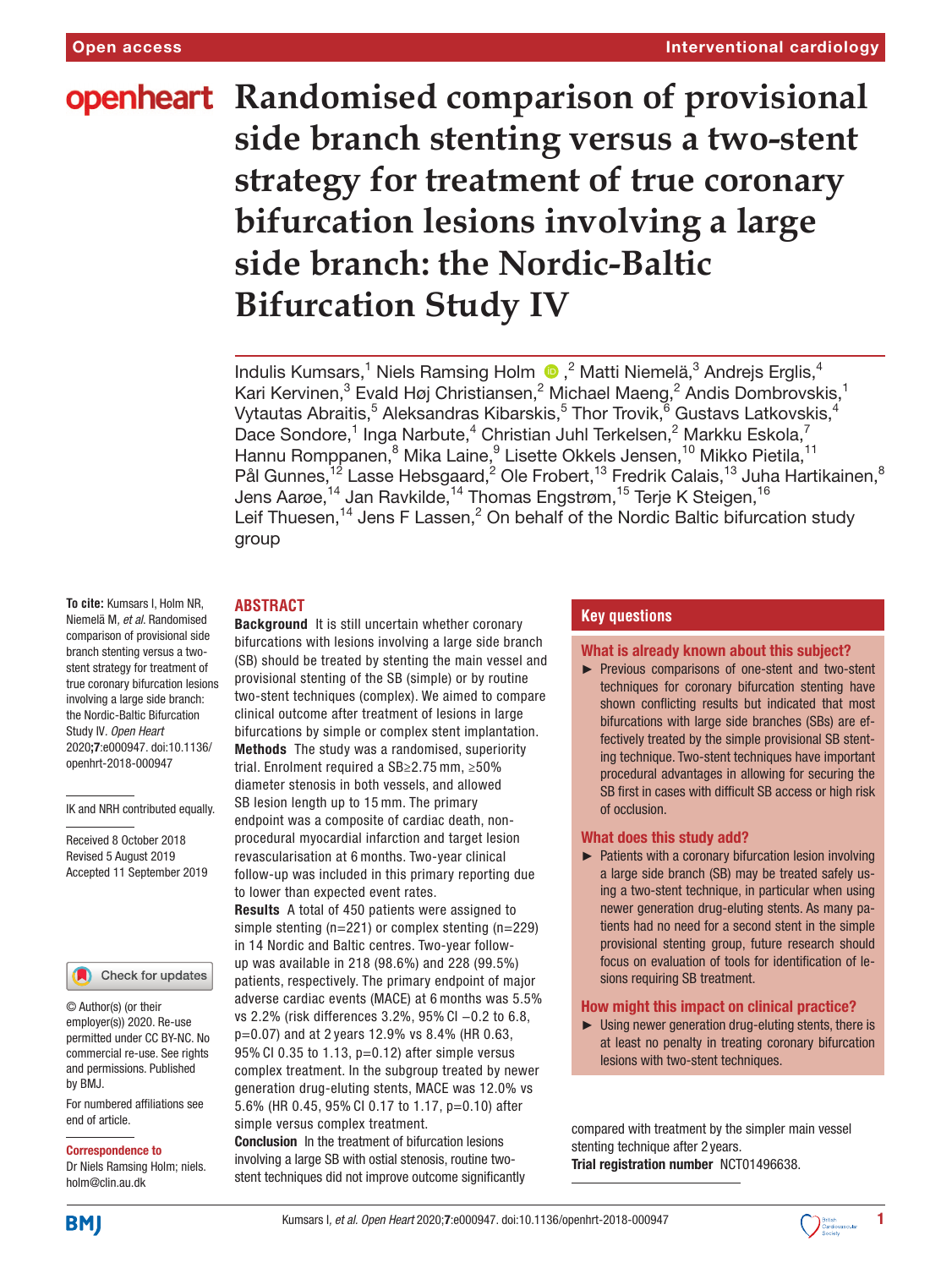# Randomised comparison of provisional side branch stenting versus a two-stent strategy for treatment of true coronary bifurcation lesions involving a large side branch: the Nordic-Baltic Bifurcation Study IV

Indulis Kumsars,[1] Niels Ramsing Holm ,[2] Matti Niemelä,[3] Andrejs Erglis,[4] Kari Kervinen,[3] Evald Høj Christiansen,[2] Michael Maeng,[2] Andis Dombrovskis,[1] Vytautas Abraitis,[5] Aleksandras Kibarskis,[5] Thor Trovik,[6] Gustavs Latkovskis,[4] Dace Sondore,[1] Inga Narbute,[4] Christian Juhl Terkelsen,[2] Markku Eskola,[7] Hannu Romppanen,[8] Mika Laine,[9] Lisette Okkels Jensen,[10] Mikko Pietila,[11] Pål Gunnes,[12] Lasse Hebsgaard,[2] Ole Frobert,[13] Fredrik Calais,[13] Juha Hartikainen,[8] Jens Aarøe,[14] Jan Ravkilde,[14] Thomas Engstrøm,[15] Terje K Steigen,[16] Leif Thuesen,[14] Jens F Lassen,[2] On behalf of the Nordic Baltic bifurcation study group

**To cite:** Kumsars I, Holm NR, Niemelä M, *et al*. Randomised comparison of provisional side branch stenting versus a two-stent strategy for treatment of true coronary bifurcation lesions involving a large side branch: the Nordic-Baltic Bifurcation Study IV. *Open Heart* 2020;**7**:e000947. doi:10.1136/openhrt-2018-000947

IK and NRH contributed equally.

Received 8 October 2018
Revised 5 August 2019
Accepted 11 September 2019

© Author(s) (or their employer(s)) 2020. Re-use permitted under CC BY-NC. No commercial re-use. See rights and permissions. Published by BMJ.

For numbered affiliations see end of article.

**Correspondence to**
Dr Niels Ramsing Holm; niels.holm@clin.au.dk

## ABSTRACT

**Background** It is still uncertain whether coronary bifurcations with lesions involving a large side branch (SB) should be treated by stenting the main vessel and provisional stenting of the SB (simple) or by routine two-stent techniques (complex). We aimed to compare clinical outcome after treatment of lesions in large bifurcations by simple or complex stent implantation.

**Methods** The study was a randomised, superiority trial. Enrolment required a SB≥2.75 mm, ≥50% diameter stenosis in both vessels, and allowed SB lesion length up to 15 mm. The primary endpoint was a composite of cardiac death, non-procedural myocardial infarction and target lesion revascularisation at 6 months. Two-year clinical follow-up was included in this primary reporting due to lower than expected event rates.

**Results** A total of 450 patients were assigned to simple stenting (n=221) or complex stenting (n=229) in 14 Nordic and Baltic centres. Two-year follow-up was available in 218 (98.6%) and 228 (99.5%) patients, respectively. The primary endpoint of major adverse cardiac events (MACE) at 6 months was 5.5% vs 2.2% (risk differences 3.2%, 95% CI −0.2 to 6.8, p=0.07) and at 2 years 12.9% vs 8.4% (HR 0.63, 95% CI 0.35 to 1.13, p=0.12) after simple versus complex treatment. In the subgroup treated by newer generation drug-eluting stents, MACE was 12.0% vs 5.6% (HR 0.45, 95% CI 0.17 to 1.17, p=0.10) after simple versus complex treatment.

**Conclusion** In the treatment of bifurcation lesions involving a large SB with ostial stenosis, routine two-stent techniques did not improve outcome significantly compared with treatment by the simpler main vessel stenting technique after 2 years.

**Trial registration number** NCT01496638.

## Key questions

### What is already known about this subject?

- Previous comparisons of one-stent and two-stent techniques for coronary bifurcation stenting have shown conflicting results but indicated that most bifurcations with large side branches (SBs) are effectively treated by the simple provisional SB stenting technique. Two-stent techniques have important procedural advantages in allowing for securing the SB first in cases with difficult SB access or high risk of occlusion.

### What does this study add?

- Patients with a coronary bifurcation lesion involving a large side branch (SB) may be treated safely using a two-stent technique, in particular when using newer generation drug-eluting stents. As many patients had no need for a second stent in the simple provisional stenting group, future research should focus on evaluation of tools for identification of lesions requiring SB treatment.

### How might this impact on clinical practice?

- Using newer generation drug-eluting stents, there is at least no penalty in treating coronary bifurcation lesions with two-stent techniques.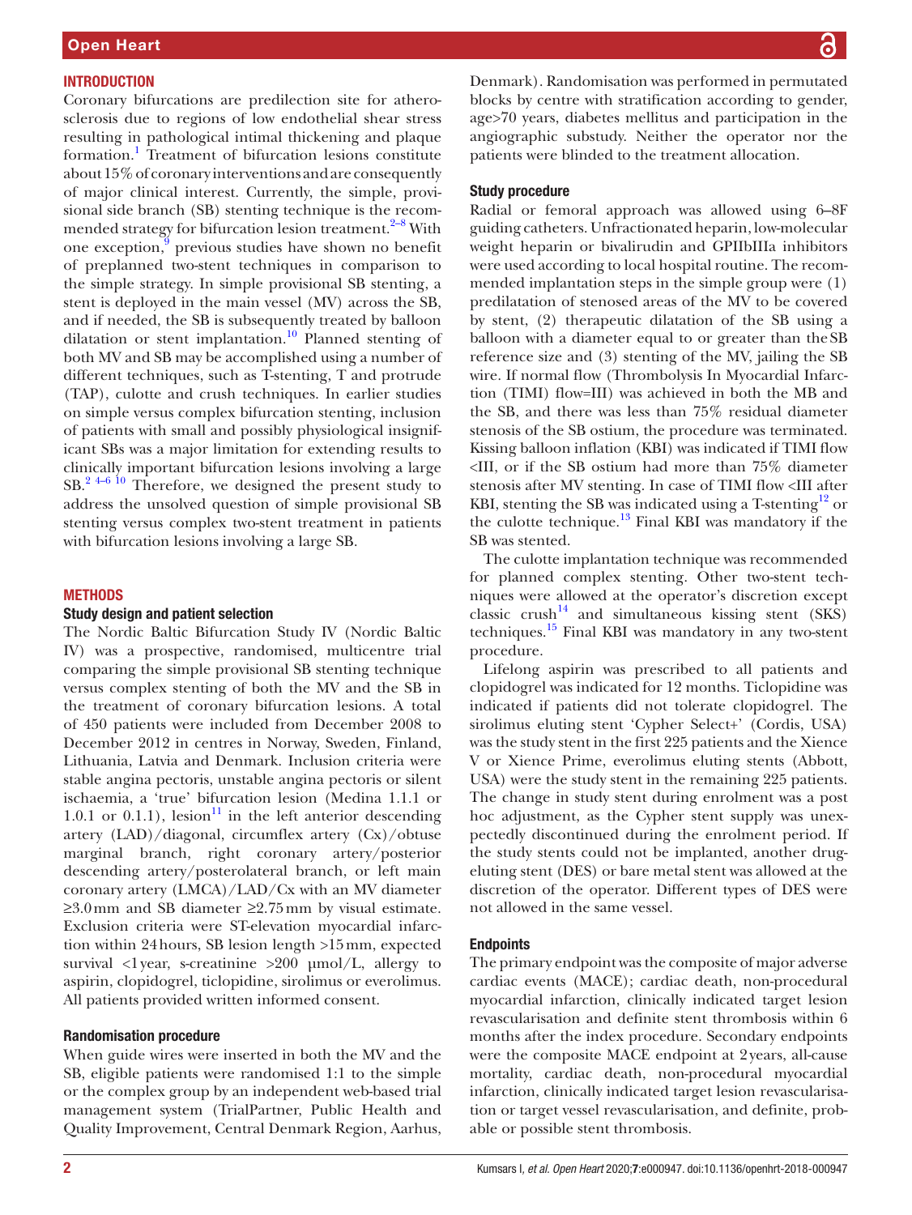## INTRODUCTION

Coronary bifurcations are predilection site for atherosclerosis due to regions of low endothelial shear stress resulting in pathological intimal thickening and plaque formation.[1] Treatment of bifurcation lesions constitute about 15% of coronary interventions and are consequently of major clinical interest. Currently, the simple, provisional side branch (SB) stenting technique is the recommended strategy for bifurcation lesion treatment.[2–8] With one exception,[9] previous studies have shown no benefit of preplanned two-stent techniques in comparison to the simple strategy. In simple provisional SB stenting, a stent is deployed in the main vessel (MV) across the SB, and if needed, the SB is subsequently treated by balloon dilatation or stent implantation.[10] Planned stenting of both MV and SB may be accomplished using a number of different techniques, such as T-stenting, T and protrude (TAP), culotte and crush techniques. In earlier studies on simple versus complex bifurcation stenting, inclusion of patients with small and possibly physiological insignificant SBs was a major limitation for extending results to clinically important bifurcation lesions involving a large SB.[2 4–6 10] Therefore, we designed the present study to address the unsolved question of simple provisional SB stenting versus complex two-stent treatment in patients with bifurcation lesions involving a large SB.

## METHODS

### Study design and patient selection

The Nordic Baltic Bifurcation Study IV (Nordic Baltic IV) was a prospective, randomised, multicentre trial comparing the simple provisional SB stenting technique versus complex stenting of both the MV and the SB in the treatment of coronary bifurcation lesions. A total of 450 patients were included from December 2008 to December 2012 in centres in Norway, Sweden, Finland, Lithuania, Latvia and Denmark. Inclusion criteria were stable angina pectoris, unstable angina pectoris or silent ischaemia, a 'true' bifurcation lesion (Medina 1.1.1 or 1.0.1 or 0.1.1), lesion[11] in the left anterior descending artery (LAD)/diagonal, circumflex artery (Cx)/obtuse marginal branch, right coronary artery/posterior descending artery/posterolateral branch, or left main coronary artery (LMCA)/LAD/Cx with an MV diameter ≥3.0 mm and SB diameter ≥2.75 mm by visual estimate. Exclusion criteria were ST-elevation myocardial infarction within 24 hours, SB lesion length >15 mm, expected survival <1 year, s-creatinine >200 µmol/L, allergy to aspirin, clopidogrel, ticlopidine, sirolimus or everolimus. All patients provided written informed consent.

### Randomisation procedure

When guide wires were inserted in both the MV and the SB, eligible patients were randomised 1:1 to the simple or the complex group by an independent web-based trial management system (TrialPartner, Public Health and Quality Improvement, Central Denmark Region, Aarhus, Denmark). Randomisation was performed in permutated blocks by centre with stratification according to gender, age>70 years, diabetes mellitus and participation in the angiographic substudy. Neither the operator nor the patients were blinded to the treatment allocation.

### Study procedure

Radial or femoral approach was allowed using 6–8F guiding catheters. Unfractionated heparin, low-molecular weight heparin or bivalirudin and GPIIbIIIa inhibitors were used according to local hospital routine. The recommended implantation steps in the simple group were (1) predilatation of stenosed areas of the MV to be covered by stent, (2) therapeutic dilatation of the SB using a balloon with a diameter equal to or greater than the SB reference size and (3) stenting of the MV, jailing the SB wire. If normal flow (Thrombolysis In Myocardial Infarction (TIMI) flow=III) was achieved in both the MB and the SB, and there was less than 75% residual diameter stenosis of the SB ostium, the procedure was terminated. Kissing balloon inflation (KBI) was indicated if TIMI flow <III, or if the SB ostium had more than 75% diameter stenosis after MV stenting. In case of TIMI flow <III after KBI, stenting the SB was indicated using a T-stenting[12] or the culotte technique.[13] Final KBI was mandatory if the SB was stented.

The culotte implantation technique was recommended for planned complex stenting. Other two-stent techniques were allowed at the operator's discretion except classic crush[14] and simultaneous kissing stent (SKS) techniques.[15] Final KBI was mandatory in any two-stent procedure.

Lifelong aspirin was prescribed to all patients and clopidogrel was indicated for 12 months. Ticlopidine was indicated if patients did not tolerate clopidogrel. The sirolimus eluting stent 'Cypher Select+' (Cordis, USA) was the study stent in the first 225 patients and the Xience V or Xience Prime, everolimus eluting stents (Abbott, USA) were the study stent in the remaining 225 patients. The change in study stent during enrolment was a post hoc adjustment, as the Cypher stent supply was unexpectedly discontinued during the enrolment period. If the study stents could not be implanted, another drug-eluting stent (DES) or bare metal stent was allowed at the discretion of the operator. Different types of DES were not allowed in the same vessel.

### Endpoints

The primary endpoint was the composite of major adverse cardiac events (MACE); cardiac death, non-procedural myocardial infarction, clinically indicated target lesion revascularisation and definite stent thrombosis within 6 months after the index procedure. Secondary endpoints were the composite MACE endpoint at 2 years, all-cause mortality, cardiac death, non-procedural myocardial infarction, clinically indicated target lesion revascularisation or target vessel revascularisation, and definite, probable or possible stent thrombosis.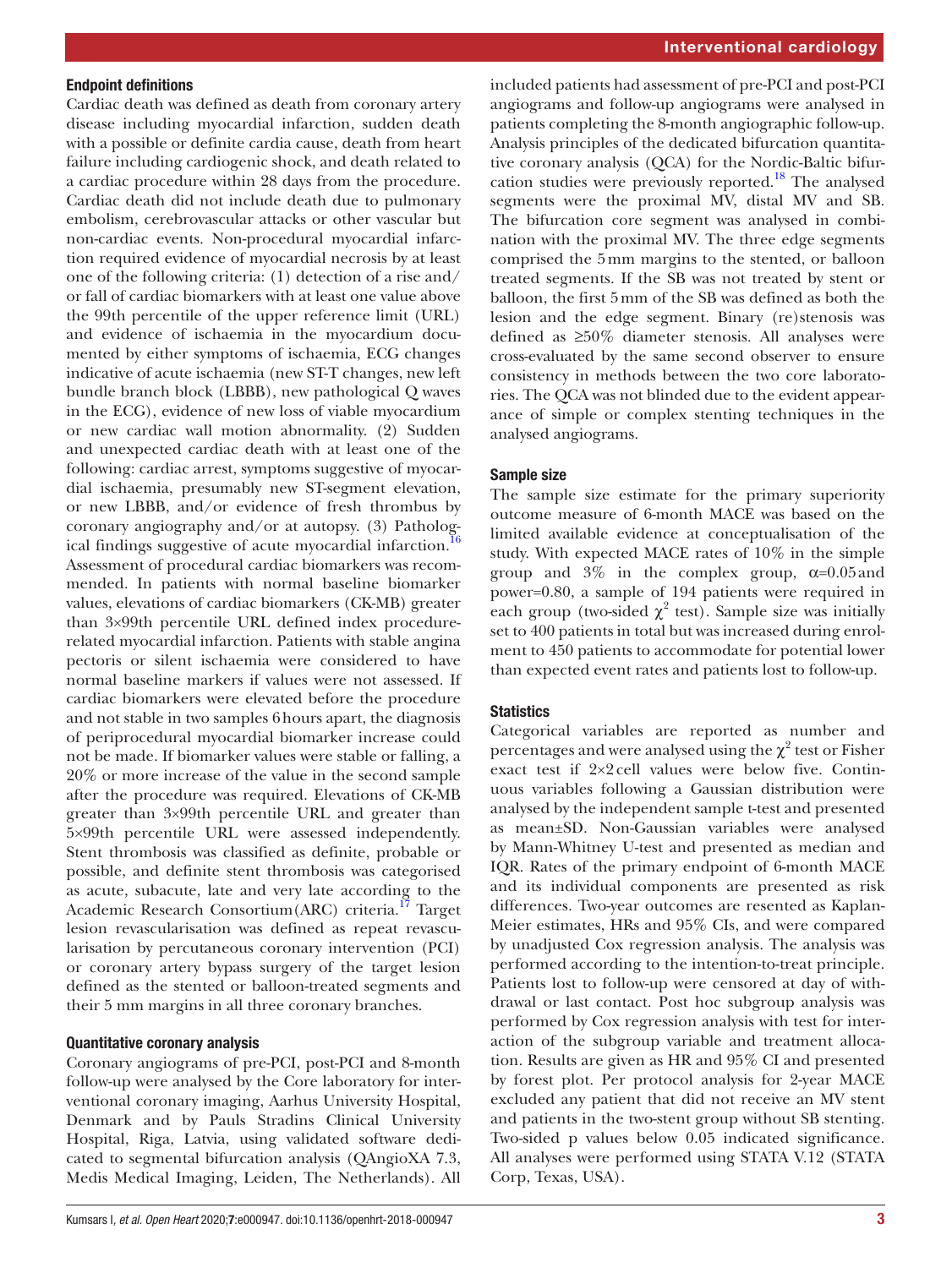### Endpoint definitions

Cardiac death was defined as death from coronary artery disease including myocardial infarction, sudden death with a possible or definite cardia cause, death from heart failure including cardiogenic shock, and death related to a cardiac procedure within 28 days from the procedure. Cardiac death did not include death due to pulmonary embolism, cerebrovascular attacks or other vascular but non-cardiac events. Non-procedural myocardial infarction required evidence of myocardial necrosis by at least one of the following criteria: (1) detection of a rise and/or fall of cardiac biomarkers with at least one value above the 99th percentile of the upper reference limit (URL) and evidence of ischaemia in the myocardium documented by either symptoms of ischaemia, ECG changes indicative of acute ischaemia (new ST-T changes, new left bundle branch block (LBBB), new pathological Q waves in the ECG), evidence of new loss of viable myocardium or new cardiac wall motion abnormality. (2) Sudden and unexpected cardiac death with at least one of the following: cardiac arrest, symptoms suggestive of myocardial ischaemia, presumably new ST-segment elevation, or new LBBB, and/or evidence of fresh thrombus by coronary angiography and/or at autopsy. (3) Pathological findings suggestive of acute myocardial infarction.[16] Assessment of procedural cardiac biomarkers was recommended. In patients with normal baseline biomarker values, elevations of cardiac biomarkers (CK-MB) greater than 3×99th percentile URL defined index procedure-related myocardial infarction. Patients with stable angina pectoris or silent ischaemia were considered to have normal baseline markers if values were not assessed. If cardiac biomarkers were elevated before the procedure and not stable in two samples 6 hours apart, the diagnosis of periprocedural myocardial biomarker increase could not be made. If biomarker values were stable or falling, a 20% or more increase of the value in the second sample after the procedure was required. Elevations of CK-MB greater than 3×99th percentile URL and greater than 5×99th percentile URL were assessed independently. Stent thrombosis was classified as definite, probable or possible, and definite stent thrombosis was categorised as acute, subacute, late and very late according to the Academic Research Consortium(ARC) criteria.[17] Target lesion revascularisation was defined as repeat revascularisation by percutaneous coronary intervention (PCI) or coronary artery bypass surgery of the target lesion defined as the stented or balloon-treated segments and their 5 mm margins in all three coronary branches.

### Quantitative coronary analysis

Coronary angiograms of pre-PCI, post-PCI and 8-month follow-up were analysed by the Core laboratory for interventional coronary imaging, Aarhus University Hospital, Denmark and by Pauls Stradins Clinical University Hospital, Riga, Latvia, using validated software dedicated to segmental bifurcation analysis (QAngioXA 7.3, Medis Medical Imaging, Leiden, The Netherlands). All included patients had assessment of pre-PCI and post-PCI angiograms and follow-up angiograms were analysed in patients completing the 8-month angiographic follow-up. Analysis principles of the dedicated bifurcation quantitative coronary analysis (QCA) for the Nordic-Baltic bifurcation studies were previously reported.[18] The analysed segments were the proximal MV, distal MV and SB. The bifurcation core segment was analysed in combination with the proximal MV. The three edge segments comprised the 5 mm margins to the stented, or balloon treated segments. If the SB was not treated by stent or balloon, the first 5 mm of the SB was defined as both the lesion and the edge segment. Binary (re)stenosis was defined as ≥50% diameter stenosis. All analyses were cross-evaluated by the same second observer to ensure consistency in methods between the two core laboratories. The QCA was not blinded due to the evident appearance of simple or complex stenting techniques in the analysed angiograms.

### Sample size

The sample size estimate for the primary superiority outcome measure of 6-month MACE was based on the limited available evidence at conceptualisation of the study. With expected MACE rates of 10% in the simple group and 3% in the complex group, $\alpha=0.05$ and power=0.80, a sample of 194 patients were required in each group (two-sided $\chi^2$ test). Sample size was initially set to 400 patients in total but was increased during enrolment to 450 patients to accommodate for potential lower than expected event rates and patients lost to follow-up.

### Statistics

Categorical variables are reported as number and percentages and were analysed using the $\chi^2$ test or Fisher exact test if 2×2 cell values were below five. Continuous variables following a Gaussian distribution were analysed by the independent sample t-test and presented as mean±SD. Non-Gaussian variables were analysed by Mann-Whitney U-test and presented as median and IQR. Rates of the primary endpoint of 6-month MACE and its individual components are presented as risk differences. Two-year outcomes are presented as Kaplan-Meier estimates, HRs and 95% CIs, and were compared by unadjusted Cox regression analysis. The analysis was performed according to the intention-to-treat principle. Patients lost to follow-up were censored at day of withdrawal or last contact. Post hoc subgroup analysis was performed by Cox regression analysis with test for interaction of the subgroup variable and treatment allocation. Results are given as HR and 95% CI and presented by forest plot. Per protocol analysis for 2-year MACE excluded any patient that did not receive an MV stent and patients in the two-stent group without SB stenting. Two-sided p values below 0.05 indicated significance. All analyses were performed using STATA V.12 (STATA Corp, Texas, USA).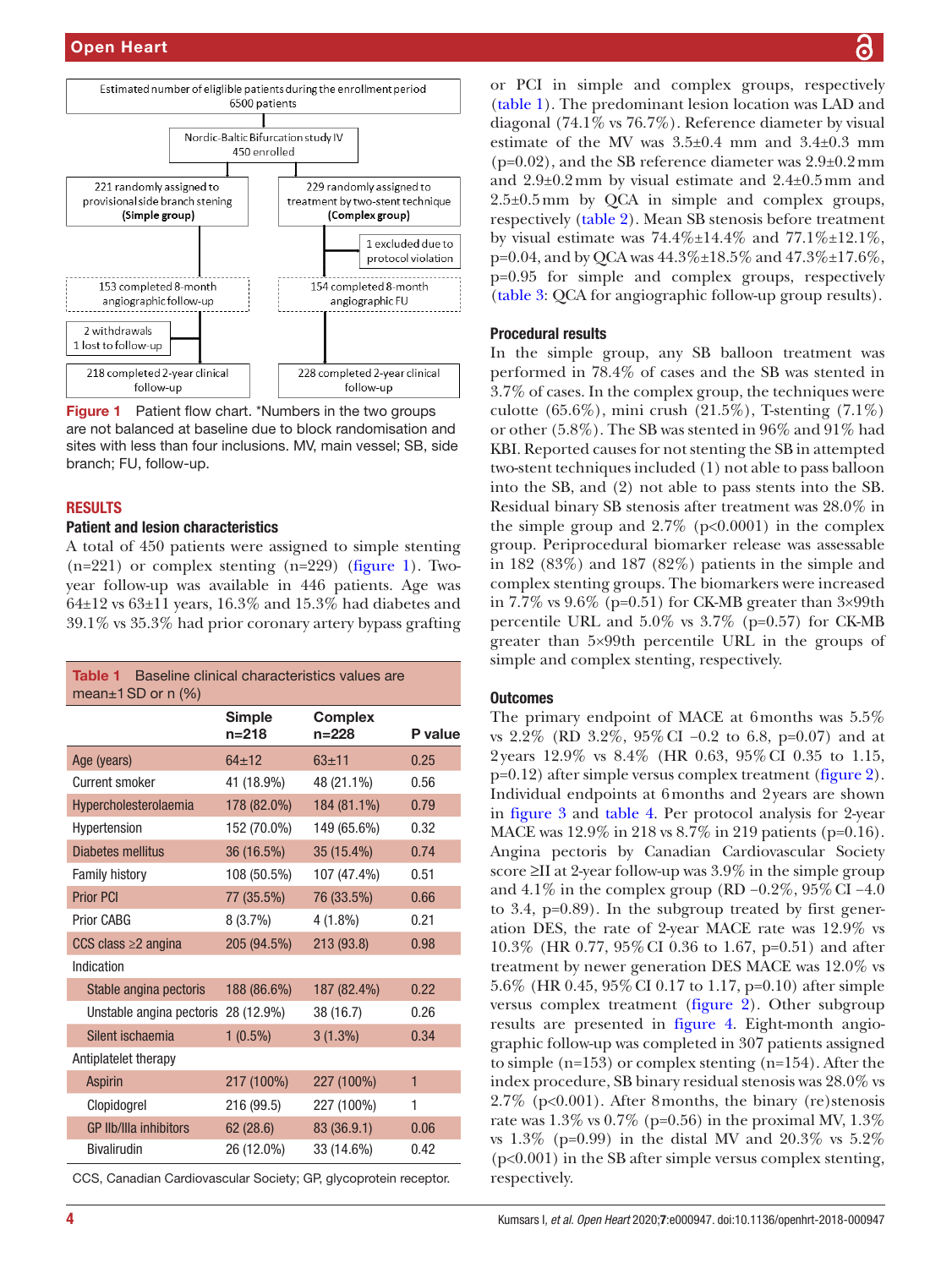Estimated number of eligible patients during the enrollment period 6500 patients

Nordic-Baltic Bifurcation study IV 450 enrolled

221 randomly assigned to provisional side branch stening **(Simple group)**

229 randomly assigned to treatment by two-stent technique **(Complex group)**

1 excluded due to protocol violation

153 completed 8-month angiographic follow-up

154 completed 8-month angiographic FU

2 withdrawals
1 lost to follow-up

218 completed 2-year clinical follow-up

228 completed 2-year clinical follow-up

**Figure 1** Patient flow chart. *Numbers in the two groups are not balanced at baseline due to block randomisation and sites with less than four inclusions. MV, main vessel; SB, side branch; FU, follow-up.

## RESULTS

### Patient and lesion characteristics

A total of 450 patients were assigned to simple stenting (n=221) or complex stenting (n=229) (figure 1). Two-year follow-up was available in 446 patients. Age was 64±12 vs 63±11 years, 16.3% and 15.3% had diabetes and 39.1% vs 35.3% had prior coronary artery bypass grafting or PCI in simple and complex groups, respectively (table 1). The predominant lesion location was LAD and diagonal (74.1% vs 76.7%). Reference diameter by visual estimate of the MV was 3.5±0.4 mm and 3.4±0.3 mm (p=0.02), and the SB reference diameter was 2.9±0.2 mm and 2.9±0.2 mm by visual estimate and 2.4±0.5 mm and 2.5±0.5 mm by QCA in simple and complex groups, respectively (table 2). Mean SB stenosis before treatment by visual estimate was 74.4%±14.4% and 77.1%±12.1%, p=0.04, and by QCA was 44.3%±18.5% and 47.3%±17.6%, p=0.95 for simple and complex groups, respectively (table 3: QCA for angiographic follow-up group results).

**Table 1** Baseline clinical characteristics values are mean±1 SD or n (%)

| | Simple n=218 | Complex n=228 | P value |
|---|---|---|---|
| Age (years) | 64±12 | 63±11 | 0.25 |
| Current smoker | 41 (18.9%) | 48 (21.1%) | 0.56 |
| Hypercholesterolaemia | 178 (82.0%) | 184 (81.1%) | 0.79 |
| Hypertension | 152 (70.0%) | 149 (65.6%) | 0.32 |
| Diabetes mellitus | 36 (16.5%) | 35 (15.4%) | 0.74 |
| Family history | 108 (50.5%) | 107 (47.4%) | 0.51 |
| Prior PCI | 77 (35.5%) | 76 (33.5%) | 0.66 |
| Prior CABG | 8 (3.7%) | 4 (1.8%) | 0.21 |
| CCS class ≥2 angina | 205 (94.5%) | 213 (93.8) | 0.98 |
| Indication | | | |
| Stable angina pectoris | 188 (86.6%) | 187 (82.4%) | 0.22 |
| Unstable angina pectoris | 28 (12.9%) | 38 (16.7) | 0.26 |
| Silent ischaemia | 1 (0.5%) | 3 (1.3%) | 0.34 |
| Antiplatelet therapy | | | |
| Aspirin | 217 (100%) | 227 (100%) | 1 |
| Clopidogrel | 216 (99.5) | 227 (100%) | 1 |
| GP IIb/IIIa inhibitors | 62 (28.6) | 83 (36.9.1) | 0.06 |
| Bivalirudin | 26 (12.0%) | 33 (14.6%) | 0.42 |

CCS, Canadian Cardiovascular Society; GP, glycoprotein receptor.

### Procedural results

In the simple group, any SB balloon treatment was performed in 78.4% of cases and the SB was stented in 3.7% of cases. In the complex group, the techniques were culotte (65.6%), mini crush (21.5%), T-stenting (7.1%) or other (5.8%). The SB was stented in 96% and 91% had KBI. Reported causes for not stenting the SB in attempted two-stent techniques included (1) not able to pass balloon into the SB, and (2) not able to pass stents into the SB. Residual binary SB stenosis after treatment was 28.0% in the simple group and 2.7% (p<0.0001) in the complex group. Periprocedural biomarker release was assessable in 182 (83%) and 187 (82%) patients in the simple and complex stenting groups. The biomarkers were increased in 7.7% vs 9.6% (p=0.51) for CK-MB greater than 3×99th percentile URL and 5.0% vs 3.7% (p=0.57) for CK-MB greater than 5×99th percentile URL in the groups of simple and complex stenting, respectively.

### Outcomes

The primary endpoint of MACE at 6 months was 5.5% vs 2.2% (RD 3.2%, 95% CI −0.2 to 6.8, p=0.07) and at 2 years 12.9% vs 8.4% (HR 0.63, 95% CI 0.35 to 1.15, p=0.12) after simple versus complex treatment (figure 2). Individual endpoints at 6 months and 2 years are shown in figure 3 and table 4. Per protocol analysis for 2-year MACE was 12.9% in 218 vs 8.7% in 219 patients (p=0.16). Angina pectoris by Canadian Cardiovascular Society score ≥II at 2-year follow-up was 3.9% in the simple group and 4.1% in the complex group (RD −0.2%, 95% CI −4.0 to 3.4, p=0.89). In the subgroup treated by first generation DES, the rate of 2-year MACE was 12.9% vs 10.3% (HR 0.77, 95% CI 0.36 to 1.67, p=0.51) and after treatment by newer generation DES MACE was 12.0% vs 5.6% (HR 0.45, 95% CI 0.17 to 1.17, p=0.10) after simple versus complex treatment (figure 2). Other subgroup results are presented in figure 4. Eight-month angiographic follow-up was completed in 307 patients assigned to simple (n=153) or complex stenting (n=154). After the index procedure, SB binary residual stenosis was 28.0% vs 2.7% (p<0.001). After 8 months, the binary (re)stenosis rate was 1.3% vs 0.7% (p=0.56) in the proximal MV, 1.3% vs 1.3% (p=0.99) in the distal MV and 20.3% vs 5.2% (p<0.001) in the SB after simple versus complex stenting, respectively.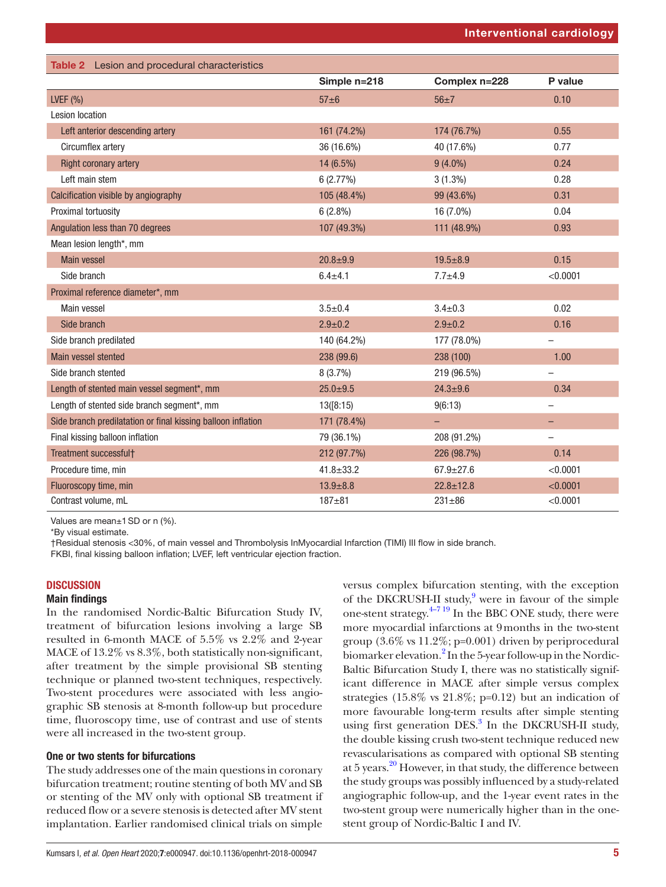**Table 2** Lesion and procedural characteristics

| | Simple n=218 | Complex n=228 | P value |
|---|---|---|---|
| LVEF (%) | 57±6 | 56±7 | 0.10 |
| Lesion location | | | |
| Left anterior descending artery | 161 (74.2%) | 174 (76.7%) | 0.55 |
| Circumflex artery | 36 (16.6%) | 40 (17.6%) | 0.77 |
| Right coronary artery | 14 (6.5%) | 9 (4.0%) | 0.24 |
| Left main stem | 6 (2.77%) | 3 (1.3%) | 0.28 |
| Calcification visible by angiography | 105 (48.4%) | 99 (43.6%) | 0.31 |
| Proximal tortuosity | 6 (2.8%) | 16 (7.0%) | 0.04 |
| Angulation less than 70 degrees | 107 (49.3%) | 111 (48.9%) | 0.93 |
| Mean lesion length*, mm | | | |
| Main vessel | 20.8±9.9 | 19.5±8.9 | 0.15 |
| Side branch | 6.4±4.1 | 7.7±4.9 | <0.0001 |
| Proximal reference diameter*, mm | | | |
| Main vessel | 3.5±0.4 | 3.4±0.3 | 0.02 |
| Side branch | 2.9±0.2 | 2.9±0.2 | 0.16 |
| Side branch predilated | 140 (64.2%) | 177 (78.0%) | – |
| Main vessel stented | 238 (99.6) | 238 (100) | 1.00 |
| Side branch stented | 8 (3.7%) | 219 (96.5%) | – |
| Length of stented main vessel segment*, mm | 25.0±9.5 | 24.3±9.6 | 0.34 |
| Length of stented side branch segment*, mm | 13([8:15) | 9(6:13) | – |
| Side branch predilatation or final kissing balloon inflation | 171 (78.4%) | – | – |
| Final kissing balloon inflation | 79 (36.1%) | 208 (91.2%) | – |
| Treatment successful† | 212 (97.7%) | 226 (98.7%) | 0.14 |
| Procedure time, min | 41.8±33.2 | 67.9±27.6 | <0.0001 |
| Fluoroscopy time, min | 13.9±8.8 | 22.8±12.8 | <0.0001 |
| Contrast volume, mL | 187±81 | 231±86 | <0.0001 |

Values are mean±1 SD or n (%).
*By visual estimate.
†Residual stenosis <30%, of main vessel and Thrombolysis InMyocardial Infarction (TIMI) III flow in side branch.
FKBI, final kissing balloon inflation; LVEF, left ventricular ejection fraction.

## DISCUSSION

### Main findings

In the randomised Nordic-Baltic Bifurcation Study IV, treatment of bifurcation lesions involving a large SB resulted in 6-month MACE of 5.5% vs 2.2% and 2-year MACE of 13.2% vs 8.3%, both statistically non-significant, after treatment by the simple provisional SB stenting technique or planned two-stent techniques, respectively. Two-stent procedures were associated with less angiographic SB stenosis at 8-month follow-up but procedure time, fluoroscopy time, use of contrast and use of stents were all increased in the two-stent group.

### One or two stents for bifurcations

The study addresses one of the main questions in coronary bifurcation treatment; routine stenting of both MV and SB or stenting of the MV only with optional SB treatment if reduced flow or a severe stenosis is detected after MV stent implantation. Earlier randomised clinical trials on simple versus complex bifurcation stenting, with the exception of the DKCRUSH-II study,[9] were in favour of the simple one-stent strategy.[4–7 19] In the BBC ONE study, there were more myocardial infarctions at 9 months in the two-stent group (3.6% vs 11.2%; p=0.001) driven by periprocedural biomarker elevation.[2] In the 5-year follow-up in the Nordic-Baltic Bifurcation Study I, there was no statistically significant difference in MACE after simple versus complex strategies (15.8% vs 21.8%; p=0.12) but an indication of more favourable long-term results after simple stenting using first generation DES.[3] In the DKCRUSH-II study, the double kissing crush two-stent technique reduced new revascularisations as compared with optional SB stenting at 5 years.[20] However, in that study, the difference between the study groups was possibly influenced by a study-related angiographic follow-up, and the 1-year event rates in the two-stent group were numerically higher than in the one-stent group of Nordic-Baltic I and IV.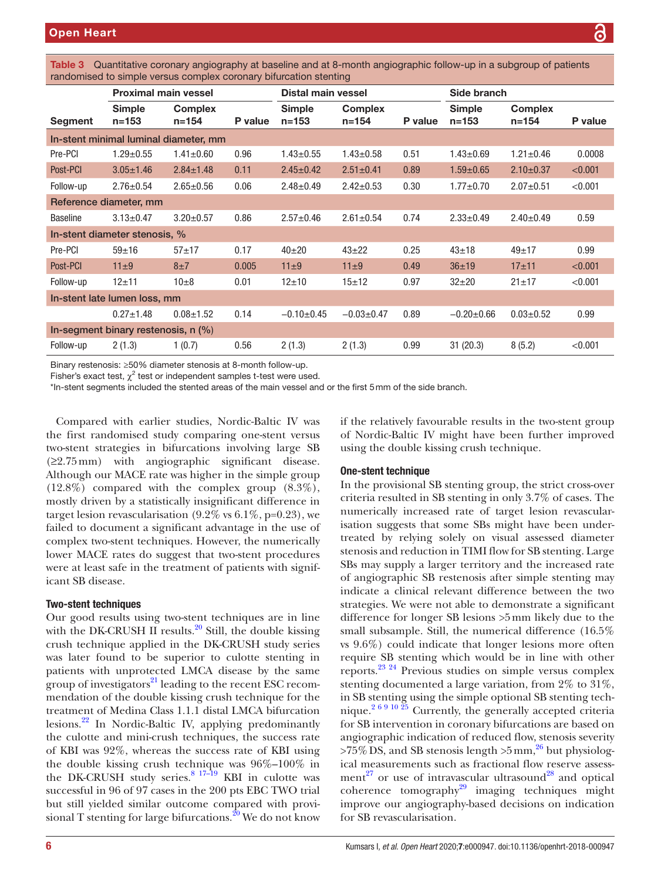Table 3 Quantitative coronary angiography at baseline and at 8-month angiographic follow-up in a subgroup of patients randomised to simple versus complex coronary bifurcation stenting

| | Proximal main vessel | | | Distal main vessel | | | Side branch | | |
|---|---|---|---|---|---|---|---|---|---|
| Segment | Simple n=153 | Complex n=154 | P value | Simple n=153 | Complex n=154 | P value | Simple n=153 | Complex n=154 | P value |
| **In-stent minimal luminal diameter, mm** | | | | | | | | | |
| Pre-PCI | 1.29±0.55 | 1.41±0.60 | 0.96 | 1.43±0.55 | 1.43±0.58 | 0.51 | 1.43±0.69 | 1.21±0.46 | 0.0008 |
| Post-PCI | 3.05±1.46 | 2.84±1.48 | 0.11 | 2.45±0.42 | 2.51±0.41 | 0.89 | 1.59±0.65 | 2.10±0.37 | <0.001 |
| Follow-up | 2.76±0.54 | 2.65±0.56 | 0.06 | 2.48±0.49 | 2.42±0.53 | 0.30 | 1.77±0.70 | 2.07±0.51 | <0.001 |
| **Reference diameter, mm** | | | | | | | | | |
| Baseline | 3.13±0.47 | 3.20±0.57 | 0.86 | 2.57±0.46 | 2.61±0.54 | 0.74 | 2.33±0.49 | 2.40±0.49 | 0.59 |
| **In-stent diameter stenosis, %** | | | | | | | | | |
| Pre-PCI | 59±16 | 57±17 | 0.17 | 40±20 | 43±22 | 0.25 | 43±18 | 49±17 | 0.99 |
| Post-PCI | 11±9 | 8±7 | 0.005 | 11±9 | 11±9 | 0.49 | 36±19 | 17±11 | <0.001 |
| Follow-up | 12±11 | 10±8 | 0.01 | 12±10 | 15±12 | 0.97 | 32±20 | 21±17 | <0.001 |
| **In-stent late lumen loss, mm** | | | | | | | | | |
| | 0.27±1.48 | 0.08±1.52 | 0.14 | −0.10±0.45 | −0.03±0.47 | 0.89 | −0.20±0.66 | 0.03±0.52 | 0.99 |
| **In-segment binary restenosis, n (%)** | | | | | | | | | |
| Follow-up | 2 (1.3) | 1 (0.7) | 0.56 | 2 (1.3) | 2 (1.3) | 0.99 | 31 (20.3) | 8 (5.2) | <0.001 |

Binary restenosis: ≥50% diameter stenosis at 8-month follow-up.
Fisher's exact test, $\chi^2$ test or independent samples t-test were used.
*In-stent segments included the stented areas of the main vessel and or the first 5 mm of the side branch.

Compared with earlier studies, Nordic-Baltic IV was the first randomised study comparing one-stent versus two-stent strategies in bifurcations involving large SB (≥2.75 mm) with angiographic significant disease. Although our MACE rate was higher in the simple group (12.8%) compared with the complex group (8.3%), mostly driven by a statistically insignificant difference in target lesion revascularisation (9.2% vs 6.1%, p=0.23), we failed to document a significant advantage in the use of complex two-stent techniques. However, the numerically lower MACE rates do suggest that two-stent procedures were at least safe in the treatment of patients with significant SB disease.

### Two-stent techniques

Our good results using two-stent techniques are in line with the DK-CRUSH II results.[20] Still, the double kissing crush technique applied in the DK-CRUSH study series was later found to be superior to culotte stenting in patients with unprotected LMCA disease by the same group of investigators[21] leading to the recent ESC recommendation of the double kissing crush technique for the treatment of Medina Class 1.1.1 distal LMCA bifurcation lesions.[22] In Nordic-Baltic IV, applying predominantly the culotte and mini-crush techniques, the success rate of KBI was 92%, whereas the success rate of KBI using the double kissing crush technique was 96%–100% in the DK-CRUSH study series.[8 17–19] KBI in culotte was successful in 96 of 97 cases in the 200 pts EBC TWO trial but still yielded similar outcome compared with provisional T stenting for large bifurcations.[20] We do not know if the relatively favourable results in the two-stent group of Nordic-Baltic IV might have been further improved using the double kissing crush technique.

### One-stent technique

In the provisional SB stenting group, the strict cross-over criteria resulted in SB stenting in only 3.7% of cases. The numerically increased rate of target lesion revascularisation suggests that some SBs might have been undertreated by relying solely on visual assessed diameter stenosis and reduction in TIMI flow for SB stenting. Large SBs may supply a larger territory and the increased rate of angiographic SB restenosis after simple stenting may indicate a clinical relevant difference between the two strategies. We were not able to demonstrate a significant difference for longer SB lesions >5 mm likely due to the small subsample. Still, the numerical difference (16.5% vs 9.6%) could indicate that longer lesions more often require SB stenting which would be in line with other reports.[23 24] Previous studies on simple versus complex stenting documented a large variation, from 2% to 31%, in SB stenting using the simple optional SB stenting technique.[2 6 9 10 25] Currently, the generally accepted criteria for SB intervention in coronary bifurcations are based on angiographic indication of reduced flow, stenosis severity >75% DS, and SB stenosis length >5 mm,[26] but physiological measurements such as fractional flow reserve assessment[27] or use of intravascular ultrasound[28] and optical coherence tomography[29] imaging techniques might improve our angiography-based decisions on indication for SB revascularisation.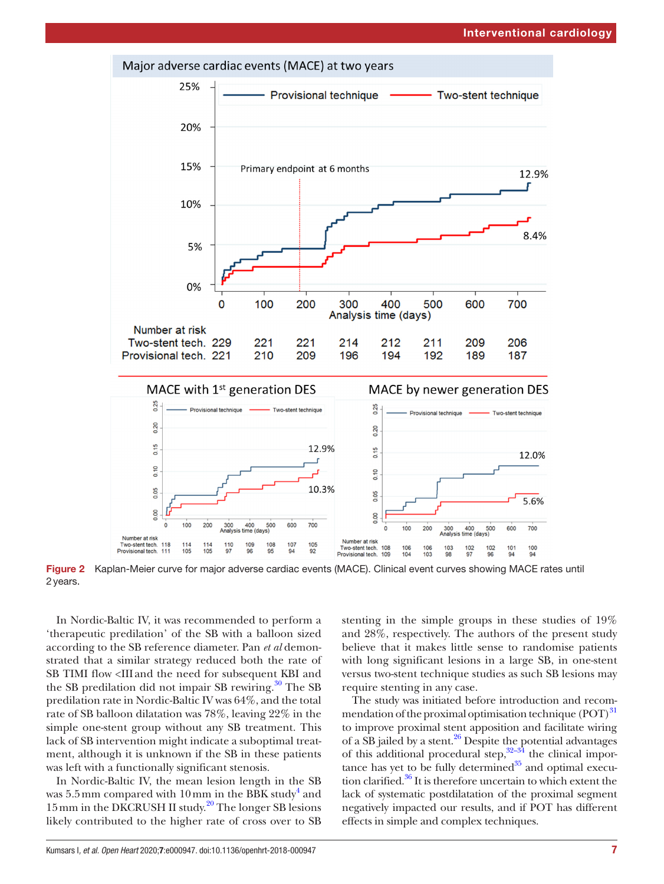Figure 2 Kaplan-Meier curve for major adverse cardiac events (MACE). Clinical event curves showing MACE rates until 2 years.

In Nordic-Baltic IV, it was recommended to perform a 'therapeutic predilation' of the SB with a balloon sized according to the SB reference diameter. Pan *et al* demonstrated that a similar strategy reduced both the rate of SB TIMI flow <III and the need for subsequent KBI and the SB predilation did not impair SB rewiring.[30] The SB predilation rate in Nordic-Baltic IV was 64%, and the total rate of SB balloon dilatation was 78%, leaving 22% in the simple one-stent group without any SB treatment. This lack of SB intervention might indicate a suboptimal treatment, although it is unknown if the SB in these patients was left with a functionally significant stenosis.

In Nordic-Baltic IV, the mean lesion length in the SB was 5.5 mm compared with 10 mm in the BBK study[4] and 15 mm in the DKCRUSH II study.[20] The longer SB lesions likely contributed to the higher rate of cross over to SB stenting in the simple groups in these studies of 19% and 28%, respectively. The authors of the present study believe that it makes little sense to randomise patients with long significant lesions in a large SB, in one-stent versus two-stent technique studies as such SB lesions may require stenting in any case.

The study was initiated before introduction and recommendation of the proximal optimisation technique (POT)[31] to improve proximal stent apposition and facilitate wiring of a SB jailed by a stent.[26] Despite the potential advantages of this additional procedural step,[32–34] the clinical importance has yet to be fully determined[35] and optimal execution clarified.[36] It is therefore uncertain to which extent the lack of systematic postdilatation of the proximal segment negatively impacted our results, and if POT has different effects in simple and complex techniques.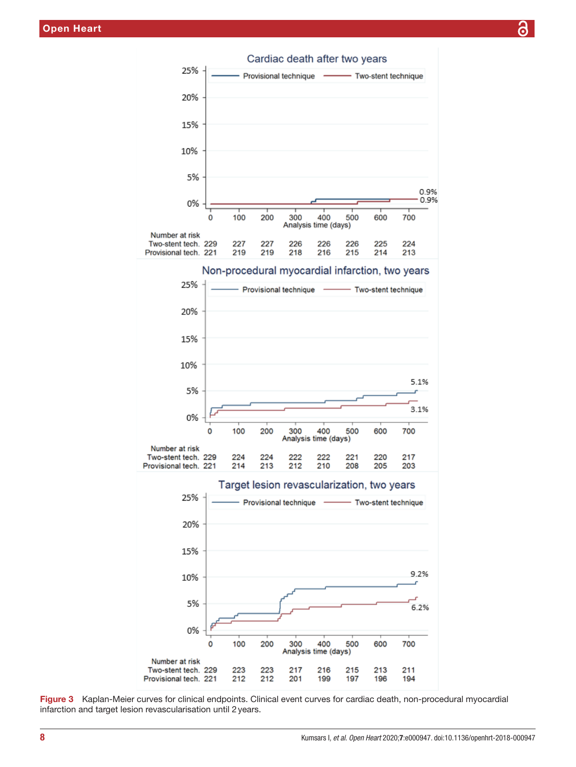**Cardiac death after two years**

Number at risk

| | 0 | 100 | 200 | 300 | 400 | 500 | 600 | 700 |
|---|---|---|---|---|---|---|---|---|
| Two-stent tech. | 229 | 227 | 227 | 226 | 226 | 226 | 225 | 224 |
| Provisional tech. | 221 | 219 | 219 | 218 | 216 | 215 | 214 | 213 |

**Non-procedural myocardial infarction, two years**

Number at risk

| | 0 | 100 | 200 | 300 | 400 | 500 | 600 | 700 |
|---|---|---|---|---|---|---|---|---|
| Two-stent tech. | 229 | 224 | 224 | 222 | 222 | 221 | 220 | 217 |
| Provisional tech. | 221 | 214 | 213 | 212 | 210 | 208 | 205 | 203 |

**Target lesion revascularization, two years**

Number at risk

| | 0 | 100 | 200 | 300 | 400 | 500 | 600 | 700 |
|---|---|---|---|---|---|---|---|---|
| Two-stent tech. | 229 | 223 | 223 | 217 | 216 | 215 | 213 | 211 |
| Provisional tech. | 221 | 212 | 212 | 201 | 199 | 197 | 196 | 194 |

**Figure 3** Kaplan-Meier curves for clinical endpoints. Clinical event curves for cardiac death, non-procedural myocardial infarction and target lesion revascularisation until 2 years.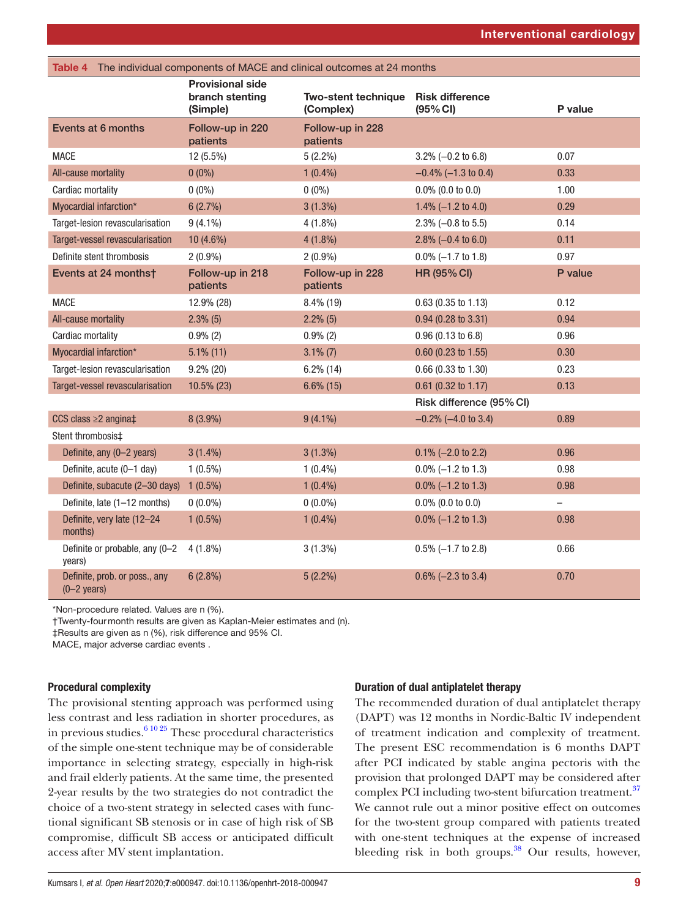**Table 4** The individual components of MACE and clinical outcomes at 24 months

| | Provisional side branch stenting (Simple) | Two-stent technique (Complex) | Risk difference (95% CI) | P value |
|---|---|---|---|---|
| **Events at 6 months** | **Follow-up in 220 patients** | **Follow-up in 228 patients** | | |
| MACE | 12 (5.5%) | 5 (2.2%) | 3.2% (−0.2 to 6.8) | 0.07 |
| All-cause mortality | 0 (0%) | 1 (0.4%) | −0.4% (−1.3 to 0.4) | 0.33 |
| Cardiac mortality | 0 (0%) | 0 (0%) | 0.0% (0.0 to 0.0) | 1.00 |
| Myocardial infarction* | 6 (2.7%) | 3 (1.3%) | 1.4% (−1.2 to 4.0) | 0.29 |
| Target-lesion revascularisation | 9 (4.1%) | 4 (1.8%) | 2.3% (−0.8 to 5.5) | 0.14 |
| Target-vessel revascularisation | 10 (4.6%) | 4 (1.8%) | 2.8% (−0.4 to 6.0) | 0.11 |
| Definite stent thrombosis | 2 (0.9%) | 2 (0.9%) | 0.0% (−1.7 to 1.8) | 0.97 |
| **Events at 24 months†** | **Follow-up in 218 patients** | **Follow-up in 228 patients** | **HR (95% CI)** | **P value** |
| MACE | 12.9% (28) | 8.4% (19) | 0.63 (0.35 to 1.13) | 0.12 |
| All-cause mortality | 2.3% (5) | 2.2% (5) | 0.94 (0.28 to 3.31) | 0.94 |
| Cardiac mortality | 0.9% (2) | 0.9% (2) | 0.96 (0.13 to 6.8) | 0.96 |
| Myocardial infarction* | 5.1% (11) | 3.1% (7) | 0.60 (0.23 to 1.55) | 0.30 |
| Target-lesion revascularisation | 9.2% (20) | 6.2% (14) | 0.66 (0.33 to 1.30) | 0.23 |
| Target-vessel revascularisation | 10.5% (23) | 6.6% (15) | 0.61 (0.32 to 1.17) | 0.13 |
| | | | Risk difference (95% CI) | |
| CCS class ≥2 angina‡ | 8 (3.9%) | 9 (4.1%) | −0.2% (−4.0 to 3.4) | 0.89 |
| Stent thrombosis‡ | | | | |
| Definite, any (0–2 years) | 3 (1.4%) | 3 (1.3%) | 0.1% (−2.0 to 2.2) | 0.96 |
| Definite, acute (0–1 day) | 1 (0.5%) | 1 (0.4%) | 0.0% (−1.2 to 1.3) | 0.98 |
| Definite, subacute (2–30 days) | 1 (0.5%) | 1 (0.4%) | 0.0% (−1.2 to 1.3) | 0.98 |
| Definite, late (1–12 months) | 0 (0.0%) | 0 (0.0%) | 0.0% (0.0 to 0.0) | – |
| Definite, very late (12–24 months) | 1 (0.5%) | 1 (0.4%) | 0.0% (−1.2 to 1.3) | 0.98 |
| Definite or probable, any (0–2 years) | 4 (1.8%) | 3 (1.3%) | 0.5% (−1.7 to 2.8) | 0.66 |
| Definite, prob. or poss., any (0–2 years) | 6 (2.8%) | 5 (2.2%) | 0.6% (−2.3 to 3.4) | 0.70 |

*Non-procedure related. Values are n (%).
†Twenty-four month results are given as Kaplan-Meier estimates and (n).
‡Results are given as n (%), risk difference and 95% CI.
MACE, major adverse cardiac events .

### Procedural complexity

The provisional stenting approach was performed using less contrast and less radiation in shorter procedures, as in previous studies.[6 10 25] These procedural characteristics of the simple one-stent technique may be of considerable importance in selecting strategy, especially in high-risk and frail elderly patients. At the same time, the presented 2-year results by the two strategies do not contradict the choice of a two-stent strategy in selected cases with functional significant SB stenosis or in case of high risk of SB compromise, difficult SB access or anticipated difficult access after MV stent implantation.

### Duration of dual antiplatelet therapy

The recommended duration of dual antiplatelet therapy (DAPT) was 12 months in Nordic-Baltic IV independent of treatment indication and complexity of treatment. The present ESC recommendation is 6 months DAPT after PCI indicated by stable angina pectoris with the provision that prolonged DAPT may be considered after complex PCI including two-stent bifurcation treatment.[37] We cannot rule out a minor positive effect on outcomes for the two-stent group compared with patients treated with one-stent techniques at the expense of increased bleeding risk in both groups.[38] Our results, however,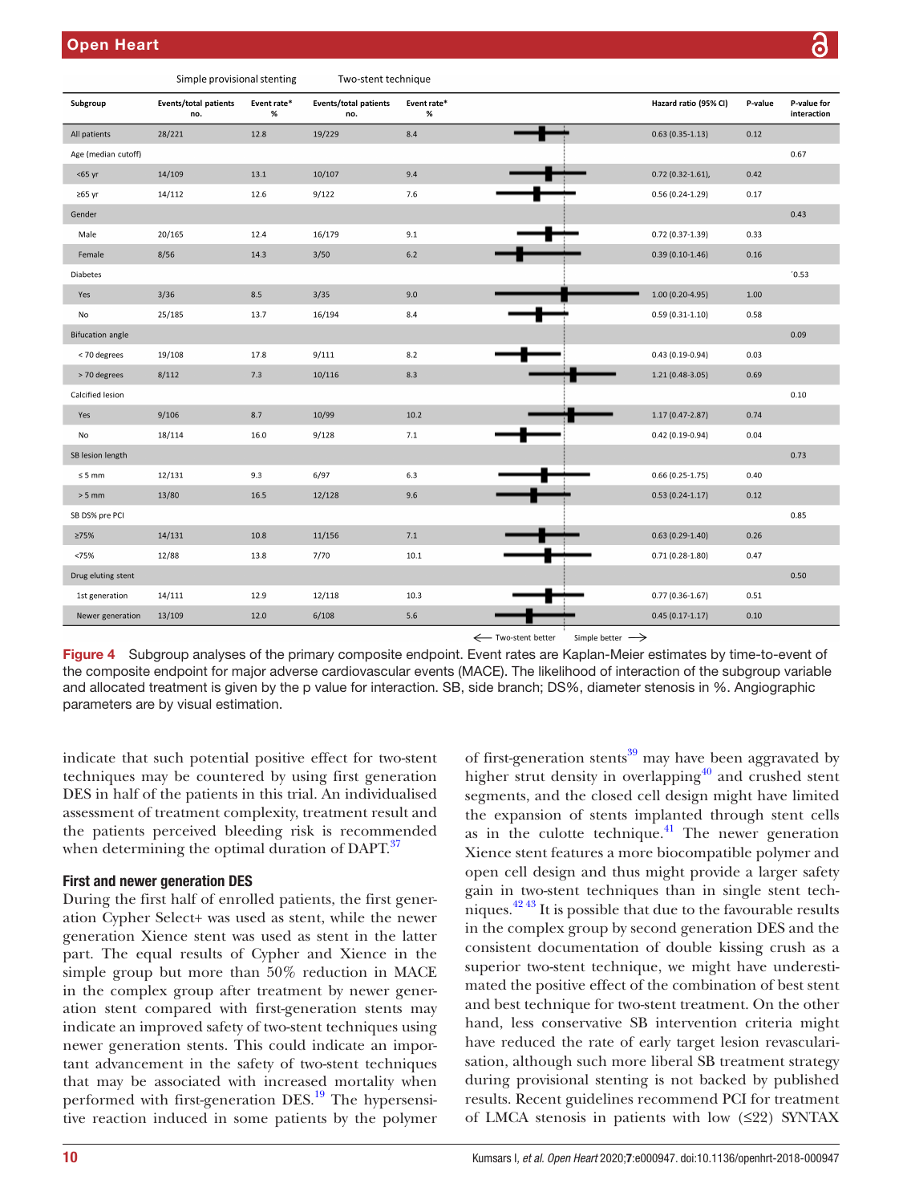| Subgroup | Simple provisional stenting Events/total patients no. | Simple provisional stenting Event rate* % | Two-stent technique Events/total patients no. | Two-stent technique Event rate* % | Hazard ratio (95% CI) | P-value | P-value for interaction |
|---|---|---|---|---|---|---|---|
| All patients | 28/221 | 12.8 | 19/229 | 8.4 | 0.63 (0.35-1.13) | 0.12 | |
| Age (median cutoff) | | | | | | | 0.67 |
| <65 yr | 14/109 | 13.1 | 10/107 | 9.4 | 0.72 (0.32-1.61), | 0.42 | |
| ≥65 yr | 14/112 | 12.6 | 9/122 | 7.6 | 0.56 (0.24-1.29) | 0.17 | |
| Gender | | | | | | | 0.43 |
| Male | 20/165 | 12.4 | 16/179 | 9.1 | 0.72 (0.37-1.39) | 0.33 | |
| Female | 8/56 | 14.3 | 3/50 | 6.2 | 0.39 (0.10-1.46) | 0.16 | |
| Diabetes | | | | | | | ´0.53 |
| Yes | 3/36 | 8.5 | 3/35 | 9.0 | 1.00 (0.20-4.95) | 1.00 | |
| No | 25/185 | 13.7 | 16/194 | 8.4 | 0.59 (0.31-1.10) | 0.58 | |
| Bifucation angle | | | | | | | 0.09 |
| < 70 degrees | 19/108 | 17.8 | 9/111 | 8.2 | 0.43 (0.19-0.94) | 0.03 | |
| > 70 degrees | 8/112 | 7.3 | 10/116 | 8.3 | 1.21 (0.48-3.05) | 0.69 | |
| Calcified lesion | | | | | | | 0.10 |
| Yes | 9/106 | 8.7 | 10/99 | 10.2 | 1.17 (0.47-2.87) | 0.74 | |
| No | 18/114 | 16.0 | 9/128 | 7.1 | 0.42 (0.19-0.94) | 0.04 | |
| SB lesion length | | | | | | | 0.73 |
| ≤ 5 mm | 12/131 | 9.3 | 6/97 | 6.3 | 0.66 (0.25-1.75) | 0.40 | |
| > 5 mm | 13/80 | 16.5 | 12/128 | 9.6 | 0.53 (0.24-1.17) | 0.12 | |
| SB DS% pre PCI | | | | | | | 0.85 |
| ≥75% | 14/131 | 10.8 | 11/156 | 7.1 | 0.63 (0.29-1.40) | 0.26 | |
| <75% | 12/88 | 13.8 | 7/70 | 10.1 | 0.71 (0.28-1.80) | 0.47 | |
| Drug eluting stent | | | | | | | 0.50 |
| 1st generation | 14/111 | 12.9 | 12/118 | 10.3 | 0.77 (0.36-1.67) | 0.51 | |
| Newer generation | 13/109 | 12.0 | 6/108 | 5.6 | 0.45 (0.17-1.17) | 0.10 | |

← Two-stent better   Simple better →

**Figure 4** Subgroup analyses of the primary composite endpoint. Event rates are Kaplan-Meier estimates by time-to-event of the composite endpoint for major adverse cardiovascular events (MACE). The likelihood of interaction of the subgroup variable and allocated treatment is given by the p value for interaction. SB, side branch; DS%, diameter stenosis in %. Angiographic parameters are by visual estimation.

indicate that such potential positive effect for two-stent techniques may be countered by using first generation DES in half of the patients in this trial. An individualised assessment of treatment complexity, treatment result and the patients perceived bleeding risk is recommended when determining the optimal duration of DAPT.[37]

### First and newer generation DES

During the first half of enrolled patients, the first generation Cypher Select+ was used as stent, while the newer generation Xience stent was used as stent in the latter part. The equal results of Cypher and Xience in the simple group but more than 50% reduction in MACE in the complex group after treatment by newer generation stent compared with first-generation stents may indicate an improved safety of two-stent techniques using newer generation stents. This could indicate an important advancement in the safety of two-stent techniques that may be associated with increased mortality when performed with first-generation DES.[19] The hypersensitive reaction induced in some patients by the polymer of first-generation stents[39] may have been aggravated by higher strut density in overlapping[40] and crushed stent segments, and the closed cell design might have limited the expansion of stents implanted through stent cells as in the culotte technique.[41] The newer generation Xience stent features a more biocompatible polymer and open cell design and thus might provide a larger safety gain in two-stent techniques than in single stent techniques.[42,43] It is possible that due to the favourable results in the complex group by second generation DES and the consistent documentation of double kissing crush as a superior two-stent technique, we might have underestimated the positive effect of the combination of best stent and best technique for two-stent treatment. On the other hand, less conservative SB intervention criteria might have reduced the rate of early target lesion revascularisation, although such more liberal SB treatment strategy during provisional stenting is not backed by published results. Recent guidelines recommend PCI for treatment of LMCA stenosis in patients with low (≤22) SYNTAX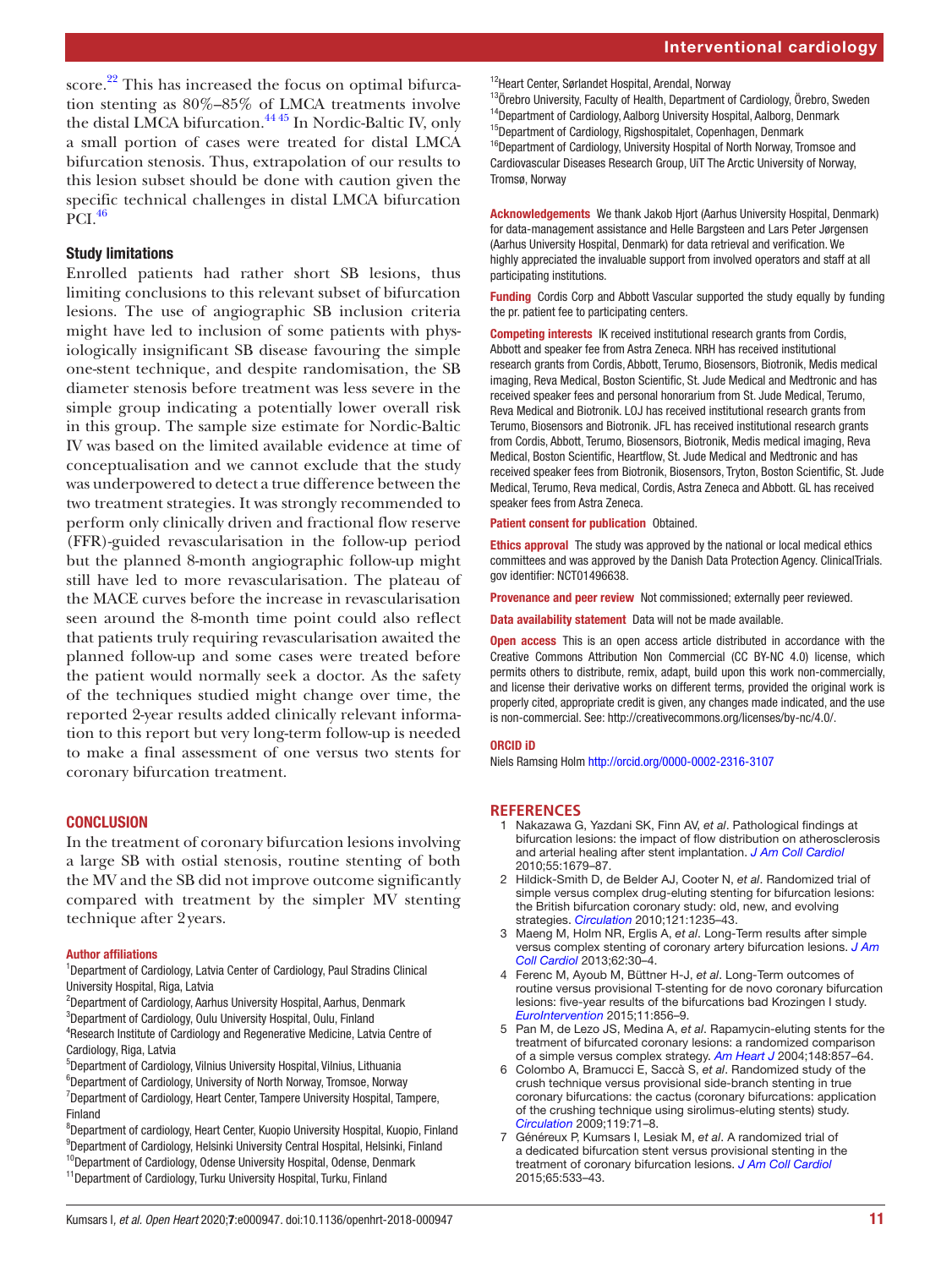score.[22] This has increased the focus on optimal bifurcation stenting as 80%–85% of LMCA treatments involve the distal LMCA bifurcation.[44 45] In Nordic-Baltic IV, only a small portion of cases were treated for distal LMCA bifurcation stenosis. Thus, extrapolation of our results to this lesion subset should be done with caution given the specific technical challenges in distal LMCA bifurcation PCI.[46]

### Study limitations

Enrolled patients had rather short SB lesions, thus limiting conclusions to this relevant subset of bifurcation lesions. The use of angiographic SB inclusion criteria might have led to inclusion of some patients with physiologically insignificant SB disease favouring the simple one-stent technique, and despite randomisation, the SB diameter stenosis before treatment was less severe in the simple group indicating a potentially lower overall risk in this group. The sample size estimate for Nordic-Baltic IV was based on the limited available evidence at time of conceptualisation and we cannot exclude that the study was underpowered to detect a true difference between the two treatment strategies. It was strongly recommended to perform only clinically driven and fractional flow reserve (FFR)-guided revascularisation in the follow-up period but the planned 8-month angiographic follow-up might still have led to more revascularisation. The plateau of the MACE curves before the increase in revascularisation seen around the 8-month time point could also reflect that patients truly requiring revascularisation awaited the planned follow-up and some cases were treated before the patient would normally seek a doctor. As the safety of the techniques studied might change over time, the reported 2-year results added clinically relevant information to this report but very long-term follow-up is needed to make a final assessment of one versus two stents for coronary bifurcation treatment.

## CONCLUSION

In the treatment of coronary bifurcation lesions involving a large SB with ostial stenosis, routine stenting of both the MV and the SB did not improve outcome significantly compared with treatment by the simpler MV stenting technique after 2 years.

#### Author affiliations

[1]Department of Cardiology, Latvia Center of Cardiology, Paul Stradins Clinical University Hospital, Riga, Latvia
[2]Department of Cardiology, Aarhus University Hospital, Aarhus, Denmark
[3]Department of Cardiology, Oulu University Hospital, Oulu, Finland
[4]Research Institute of Cardiology and Regenerative Medicine, Latvia Centre of Cardiology, Riga, Latvia
[5]Department of Cardiology, Vilnius University Hospital, Vilnius, Lithuania
[6]Department of Cardiology, University of North Norway, Tromsoe, Norway
[7]Department of Cardiology, Heart Center, Tampere University Hospital, Tampere, Finland
[8]Department of cardiology, Heart Center, Kuopio University Hospital, Kuopio, Finland
[9]Department of Cardiology, Helsinki University Central Hospital, Helsinki, Finland
[10]Department of Cardiology, Odense University Hospital, Odense, Denmark
[11]Department of Cardiology, Turku University Hospital, Turku, Finland
[12]Heart Center, Sørlandet Hospital, Arendal, Norway
[13]Örebro University, Faculty of Health, Department of Cardiology, Örebro, Sweden
[14]Department of Cardiology, Aalborg University Hospital, Aalborg, Denmark
[15]Department of Cardiology, Rigshospitalet, Copenhagen, Denmark
[16]Department of Cardiology, University Hospital of North Norway, Tromsoe and Cardiovascular Diseases Research Group, UiT The Arctic University of Norway, Tromsø, Norway

**Acknowledgements** We thank Jakob Hjort (Aarhus University Hospital, Denmark) for data-management assistance and Helle Bargsteen and Lars Peter Jørgensen (Aarhus University Hospital, Denmark) for data retrieval and verification. We highly appreciated the invaluable support from involved operators and staff at all participating institutions.

**Funding** Cordis Corp and Abbott Vascular supported the study equally by funding the pr. patient fee to participating centers.

**Competing interests** IK received institutional research grants from Cordis, Abbott and speaker fee from Astra Zeneca. NRH has received institutional research grants from Cordis, Abbott, Terumo, Biosensors, Biotronik, Medis medical imaging, Reva Medical, Boston Scientific, St. Jude Medical and Medtronic and has received speaker fees and personal honorarium from St. Jude Medical, Terumo, Reva Medical and Biotronik. LOJ has received institutional research grants from Terumo, Biosensors and Biotronik. JFL has received institutional research grants from Cordis, Abbott, Terumo, Biosensors, Biotronik, Medis medical imaging, Reva Medical, Boston Scientific, Heartflow, St. Jude Medical and Medtronic and has received speaker fees from Biotronik, Biosensors, Tryton, Boston Scientific, St. Jude Medical, Terumo, Reva medical, Cordis, Astra Zeneca and Abbott. GL has received speaker fees from Astra Zeneca.

**Patient consent for publication** Obtained.

**Ethics approval** The study was approved by the national or local medical ethics committees and was approved by the Danish Data Protection Agency. ClinicalTrials.gov identifier: NCT01496638.

**Provenance and peer review** Not commissioned; externally peer reviewed.

**Data availability statement** Data will not be made available.

**Open access** This is an open access article distributed in accordance with the Creative Commons Attribution Non Commercial (CC BY-NC 4.0) license, which permits others to distribute, remix, adapt, build upon this work non-commercially, and license their derivative works on different terms, provided the original work is properly cited, appropriate credit is given, any changes made indicated, and the use is non-commercial. See: http://creativecommons.org/licenses/by-nc/4.0/.

#### ORCID iD

Niels Ramsing Holm http://orcid.org/0000-0002-2316-3107

## REFERENCES

1. Nakazawa G, Yazdani SK, Finn AV, *et al*. Pathological findings at bifurcation lesions: the impact of flow distribution on atherosclerosis and arterial healing after stent implantation. *J Am Coll Cardiol* 2010;55:1679–87.
2. Hildick-Smith D, de Belder AJ, Cooter N, *et al*. Randomized trial of simple versus complex drug-eluting stenting for bifurcation lesions: the British bifurcation coronary study: old, new, and evolving strategies. *Circulation* 2010;121:1235–43.
3. Maeng M, Holm NR, Erglis A, *et al*. Long-Term results after simple versus complex stenting of coronary artery bifurcation lesions. *J Am Coll Cardiol* 2013;62:30–4.
4. Ferenc M, Ayoub M, Büttner H-J, *et al*. Long-Term outcomes of routine versus provisional T-stenting for de novo coronary bifurcation lesions: five-year results of the bifurcations bad Krozingen I study. *EuroIntervention* 2015;11:856–9.
5. Pan M, de Lezo JS, Medina A, *et al*. Rapamycin-eluting stents for the treatment of bifurcated coronary lesions: a randomized comparison of a simple versus complex strategy. *Am Heart J* 2004;148:857–64.
6. Colombo A, Bramucci E, Saccà S, *et al*. Randomized study of the crush technique versus provisional side-branch stenting in true coronary bifurcations: the cactus (coronary bifurcations: application of the crushing technique using sirolimus-eluting stents) study. *Circulation* 2009;119:71–8.
7. Généreux P, Kumsars I, Lesiak M, *et al*. A randomized trial of a dedicated bifurcation stent versus provisional stenting in the treatment of coronary bifurcation lesions. *J Am Coll Cardiol* 2015;65:533–43.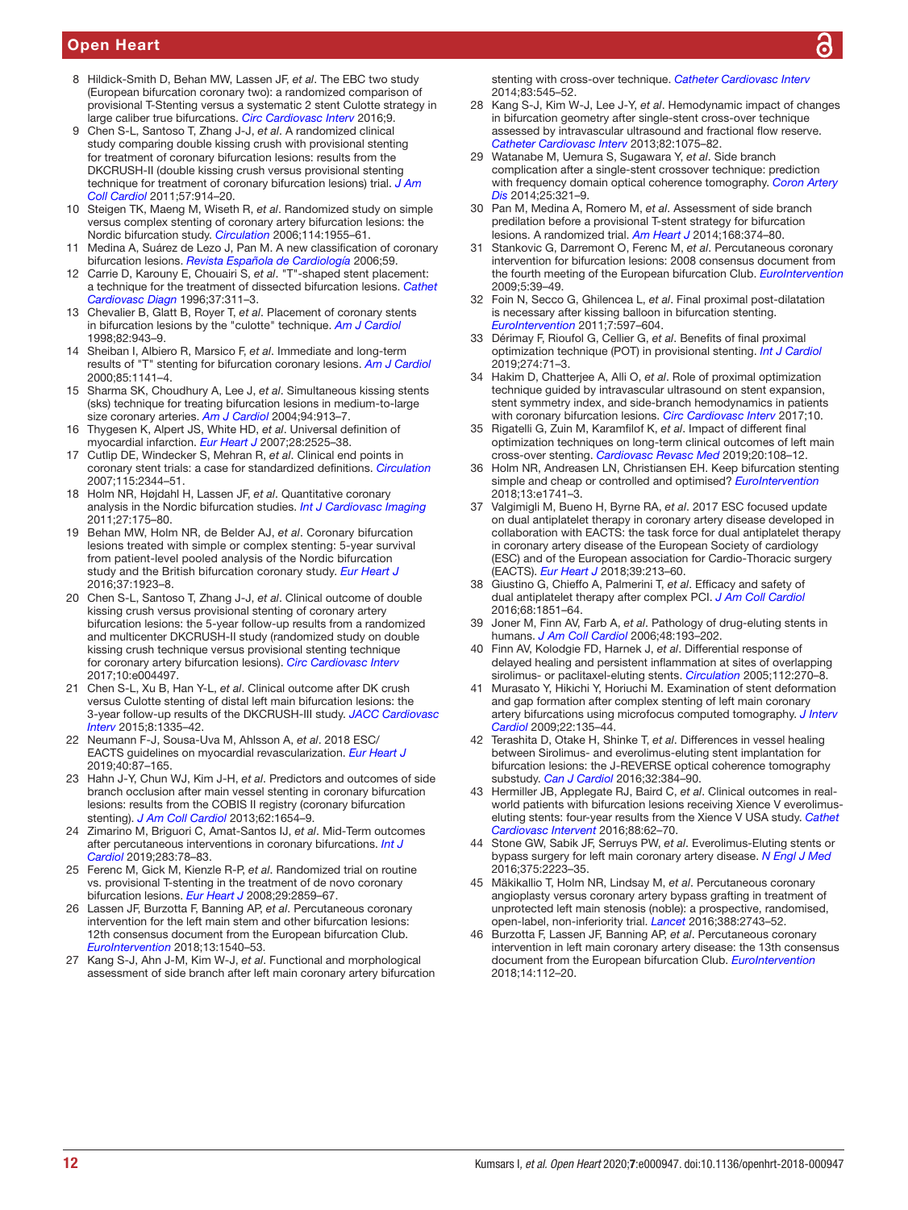8 Hildick-Smith D, Behan MW, Lassen JF, *et al*. The EBC two study (European bifurcation coronary two): a randomized comparison of provisional T-Stenting versus a systematic 2 stent Culotte strategy in large caliber true bifurcations. *Circ Cardiovasc Interv* 2016;9.
9 Chen S-L, Santoso T, Zhang J-J, *et al*. A randomized clinical study comparing double kissing crush with provisional stenting for treatment of coronary bifurcation lesions: results from the DKCRUSH-II (double kissing crush versus provisional stenting technique for treatment of coronary bifurcation lesions) trial. *J Am Coll Cardiol* 2011;57:914–20.
10 Steigen TK, Maeng M, Wiseth R, *et al*. Randomized study on simple versus complex stenting of coronary artery bifurcation lesions: the Nordic bifurcation study. *Circulation* 2006;114:1955–61.
11 Medina A, Suárez de Lezo J, Pan M. A new classification of coronary bifurcation lesions. *Revista Española de Cardiología* 2006;59.
12 Carrie D, Karouny E, Chouairi S, *et al*. "T"-shaped stent placement: a technique for the treatment of dissected bifurcation lesions. *Cathet Cardiovasc Diagn* 1996;37:311–3.
13 Chevalier B, Glatt B, Royer T, *et al*. Placement of coronary stents in bifurcation lesions by the "culotte" technique. *Am J Cardiol* 1998;82:943–9.
14 Sheiban I, Albiero R, Marsico F, *et al*. Immediate and long-term results of "T" stenting for bifurcation coronary lesions. *Am J Cardiol* 2000;85:1141–4.
15 Sharma SK, Choudhury A, Lee J, *et al*. Simultaneous kissing stents (sks) technique for treating bifurcation lesions in medium-to-large size coronary arteries. *Am J Cardiol* 2004;94:913–7.
16 Thygesen K, Alpert JS, White HD, *et al*. Universal definition of myocardial infarction. *Eur Heart J* 2007;28:2525–38.
17 Cutlip DE, Windecker S, Mehran R, *et al*. Clinical end points in coronary stent trials: a case for standardized definitions. *Circulation* 2007;115:2344–51.
18 Holm NR, Højdahl H, Lassen JF, *et al*. Quantitative coronary analysis in the Nordic bifurcation studies. *Int J Cardiovasc Imaging* 2011;27:175–80.
19 Behan MW, Holm NR, de Belder AJ, *et al*. Coronary bifurcation lesions treated with simple or complex stenting: 5-year survival from patient-level pooled analysis of the Nordic bifurcation study and the British bifurcation coronary study. *Eur Heart J* 2016;37:1923–8.
20 Chen S-L, Santoso T, Zhang J-J, *et al*. Clinical outcome of double kissing crush versus provisional stenting of coronary artery bifurcation lesions: the 5-year follow-up results from a randomized and multicenter DKCRUSH-II study (randomized study on double kissing crush technique versus provisional stenting technique for coronary artery bifurcation lesions). *Circ Cardiovasc Interv* 2017;10:e004497.
21 Chen S-L, Xu B, Han Y-L, *et al*. Clinical outcome after DK crush versus Culotte stenting of distal left main bifurcation lesions: the 3-year follow-up results of the DKCRUSH-III study. *JACC Cardiovasc Interv* 2015;8:1335–42.
22 Neumann F-J, Sousa-Uva M, Ahlsson A, *et al*. 2018 ESC/EACTS guidelines on myocardial revascularization. *Eur Heart J* 2019;40:87–165.
23 Hahn J-Y, Chun WJ, Kim J-H, *et al*. Predictors and outcomes of side branch occlusion after main vessel stenting in coronary bifurcation lesions: results from the COBIS II registry (coronary bifurcation stenting). *J Am Coll Cardiol* 2013;62:1654–9.
24 Zimarino M, Briguori C, Amat-Santos IJ, *et al*. Mid-Term outcomes after percutaneous interventions in coronary bifurcations. *Int J Cardiol* 2019;283:78–83.
25 Ferenc M, Gick M, Kienzle R-P, *et al*. Randomized trial on routine vs. provisional T-stenting in the treatment of de novo coronary bifurcation lesions. *Eur Heart J* 2008;29:2859–67.
26 Lassen JF, Burzotta F, Banning AP, *et al*. Percutaneous coronary intervention for the left main stem and other bifurcation lesions: 12th consensus document from the European bifurcation Club. *EuroIntervention* 2018;13:1540–53.
27 Kang S-J, Ahn J-M, Kim W-J, *et al*. Functional and morphological assessment of side branch after left main coronary artery bifurcation stenting with cross-over technique. *Catheter Cardiovasc Interv* 2014;83:545–52.
28 Kang S-J, Kim W-J, Lee J-Y, *et al*. Hemodynamic impact of changes in bifurcation geometry after single-stent cross-over technique assessed by intravascular ultrasound and fractional flow reserve. *Catheter Cardiovasc Interv* 2013;82:1075–82.
29 Watanabe M, Uemura S, Sugawara Y, *et al*. Side branch complication after a single-stent crossover technique: prediction with frequency domain optical coherence tomography. *Coron Artery Dis* 2014;25:321–9.
30 Pan M, Medina A, Romero M, *et al*. Assessment of side branch predilation before a provisional T-stent strategy for bifurcation lesions. A randomized trial. *Am Heart J* 2014;168:374–80.
31 Stankovic G, Darremont O, Ferenc M, *et al*. Percutaneous coronary intervention for bifurcation lesions: 2008 consensus document from the fourth meeting of the European bifurcation Club. *EuroIntervention* 2009;5:39–49.
32 Foin N, Secco G, Ghilencea L, *et al*. Final proximal post-dilatation is necessary after kissing balloon in bifurcation stenting. *EuroIntervention* 2011;7:597–604.
33 Dérimay F, Rioufol G, Cellier G, *et al*. Benefits of final proximal optimization technique (POT) in provisional stenting. *Int J Cardiol* 2019;274:71–3.
34 Hakim D, Chatterjee A, Alli O, *et al*. Role of proximal optimization technique guided by intravascular ultrasound on stent expansion, stent symmetry index, and side-branch hemodynamics in patients with coronary bifurcation lesions. *Circ Cardiovasc Interv* 2017;10.
35 Rigatelli G, Zuin M, Karamfilof K, *et al*. Impact of different final optimization techniques on long-term clinical outcomes of left main cross-over stenting. *Cardiovasc Revasc Med* 2019;20:108–12.
36 Holm NR, Andreasen LN, Christiansen EH. Keep bifurcation stenting simple and cheap or controlled and optimised? *EuroIntervention* 2018;13:e1741–3.
37 Valgimigli M, Bueno H, Byrne RA, *et al*. 2017 ESC focused update on dual antiplatelet therapy in coronary artery disease developed in collaboration with EACTS: the task force for dual antiplatelet therapy in coronary artery disease of the European Society of cardiology (ESC) and of the European association for Cardio-Thoracic surgery (EACTS). *Eur Heart J* 2018;39:213–60.
38 Giustino G, Chieffo A, Palmerini T, *et al*. Efficacy and safety of dual antiplatelet therapy after complex PCI. *J Am Coll Cardiol* 2016;68:1851–64.
39 Joner M, Finn AV, Farb A, *et al*. Pathology of drug-eluting stents in humans. *J Am Coll Cardiol* 2006;48:193–202.
40 Finn AV, Kolodgie FD, Harnek J, *et al*. Differential response of delayed healing and persistent inflammation at sites of overlapping sirolimus- or paclitaxel-eluting stents. *Circulation* 2005;112:270–8.
41 Murasato Y, Hikichi Y, Horiuchi M. Examination of stent deformation and gap formation after complex stenting of left main coronary artery bifurcations using microfocus computed tomography. *J Interv Cardiol* 2009;22:135–44.
42 Terashita D, Otake H, Shinke T, *et al*. Differences in vessel healing between Sirolimus- and everolimus-eluting stent implantation for bifurcation lesions: the J-REVERSE optical coherence tomography substudy. *Can J Cardiol* 2016;32:384–90.
43 Hermiller JB, Applegate RJ, Baird C, *et al*. Clinical outcomes in real-world patients with bifurcation lesions receiving Xience V everolimus-eluting stents: four-year results from the Xience V USA study. *Cathet Cardiovasc Intervent* 2016;88:62–70.
44 Stone GW, Sabik JF, Serruys PW, *et al*. Everolimus-Eluting stents or bypass surgery for left main coronary artery disease. *N Engl J Med* 2016;375:2223–35.
45 Mäkikallio T, Holm NR, Lindsay M, *et al*. Percutaneous coronary angioplasty versus coronary artery bypass grafting in treatment of unprotected left main stenosis (noble): a prospective, randomised, open-label, non-inferiority trial. *Lancet* 2016;388:2743–52.
46 Burzotta F, Lassen JF, Banning AP, *et al*. Percutaneous coronary intervention in left main coronary artery disease: the 13th consensus document from the European bifurcation Club. *EuroIntervention* 2018;14:112–20.